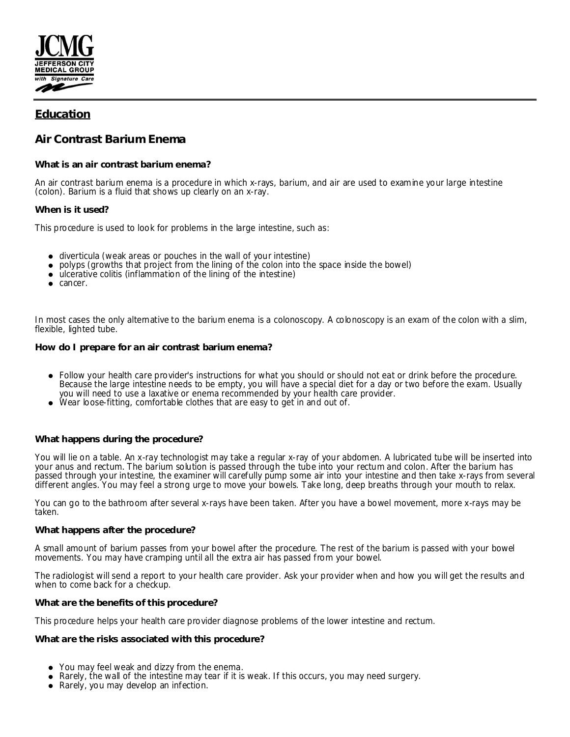JCMG
JEFFERSON CITY
MEDICAL GROUP
with Signature Care

## Education

# Air Contrast Barium Enema

### What is an air contrast barium enema?

An air contrast barium enema is a procedure in which x-rays, barium, and air are used to examine your large intestine (colon). Barium is a fluid that shows up clearly on an x-ray.

### When is it used?

This procedure is used to look for problems in the large intestine, such as:

- diverticula (weak areas or pouches in the wall of your intestine)
- polyps (growths that project from the lining of the colon into the space inside the bowel)
- ulcerative colitis (inflammation of the lining of the intestine)
- cancer.

In most cases the only alternative to the barium enema is a colonoscopy. A colonoscopy is an exam of the colon with a slim, flexible, lighted tube.

### How do I prepare for an air contrast barium enema?

- Follow your health care provider's instructions for what you should or should not eat or drink before the procedure. Because the large intestine needs to be empty, you will have a special diet for a day or two before the exam. Usually you will need to use a laxative or enema recommended by your health care provider.
- Wear loose-fitting, comfortable clothes that are easy to get in and out of.

### What happens during the procedure?

You will lie on a table. An x-ray technologist may take a regular x-ray of your abdomen. A lubricated tube will be inserted into your anus and rectum. The barium solution is passed through the tube into your rectum and colon. After the barium has passed through your intestine, the examiner will carefully pump some air into your intestine and then take x-rays from several different angles. You may feel a strong urge to move your bowels. Take long, deep breaths through your mouth to relax.

You can go to the bathroom after several x-rays have been taken. After you have a bowel movement, more x-rays may be taken.

### What happens after the procedure?

A small amount of barium passes from your bowel after the procedure. The rest of the barium is passed with your bowel movements. You may have cramping until all the extra air has passed from your bowel.

The radiologist will send a report to your health care provider. Ask your provider when and how you will get the results and when to come back for a checkup.

### What are the benefits of this procedure?

This procedure helps your health care provider diagnose problems of the lower intestine and rectum.

### What are the risks associated with this procedure?

- You may feel weak and dizzy from the enema.
- Rarely, the wall of the intestine may tear if it is weak. If this occurs, you may need surgery.
- Rarely, you may develop an infection.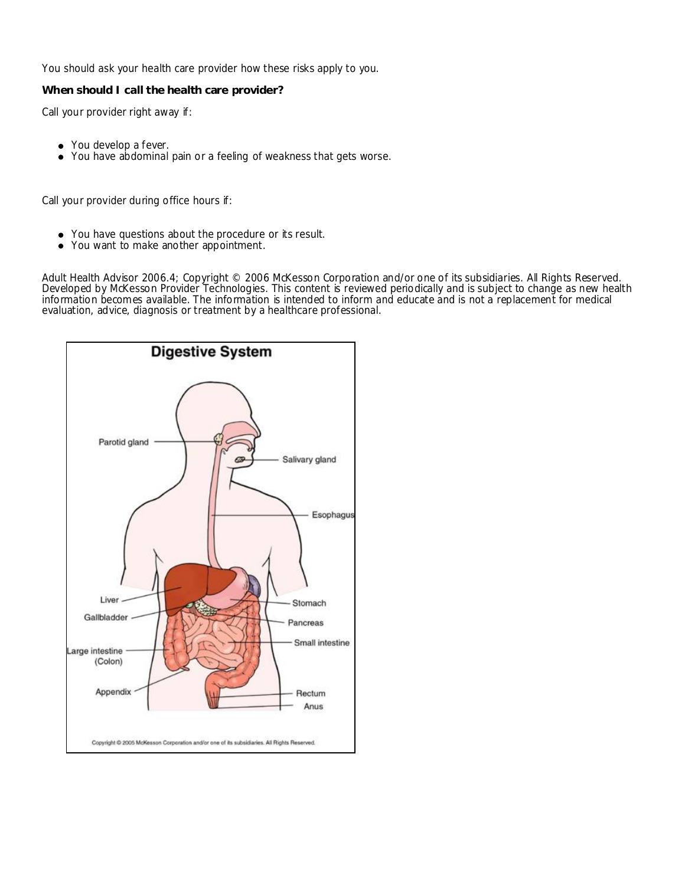You should ask your health care provider how these risks apply to you.

**When should I call the health care provider?**

Call your provider right away if:

- You develop a fever.
- You have abdominal pain or a feeling of weakness that gets worse.

Call your provider during office hours if:

- You have questions about the procedure or its result.
- You want to make another appointment.

Adult Health Advisor 2006.4; Copyright © 2006 McKesson Corporation and/or one of its subsidiaries. All Rights Reserved. Developed by McKesson Provider Technologies. This content is reviewed periodically and is subject to change as new health information becomes available. The information is intended to inform and educate and is not a replacement for medical evaluation, advice, diagnosis or treatment by a healthcare professional.

Digestive System

Parotid gland

Salivary gland

Esophagus

Liver

Stomach

Gallbladder

Pancreas

Small intestine

Large intestine (Colon)

Appendix

Rectum

Anus

Copyright © 2005 McKesson Corporation and/or one of its subsidiaries. All Rights Reserved.